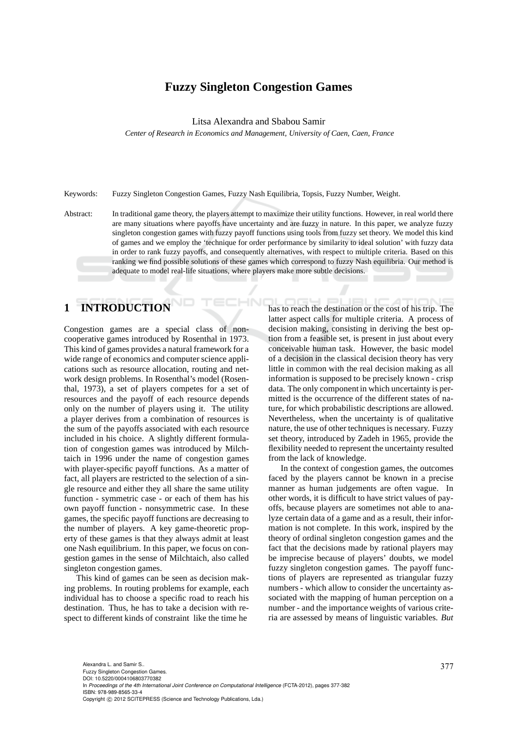# Fuzzy Singleton Congestion Games

Litsa Alexandra and Sbabou Samir

*Center of Research in Economics and Management, University of Caen, Caen, France*

Keywords: Fuzzy Singleton Congestion Games, Fuzzy Nash Equilibria, Topsis, Fuzzy Number, Weight.

Abstract: In traditional game theory, the players attempt to maximize their utility functions. However, in real world there are many situations where payoffs have uncertainty and are fuzzy in nature. In this paper, we analyze fuzzy singleton congestion games with fuzzy payoff functions using tools from fuzzy set theory. We model this kind of games and we employ the 'technique for order performance by similarity to ideal solution' with fuzzy data in order to rank fuzzy payoffs, and consequently alternatives, with respect to multiple criteria. Based on this ranking we find possible solutions of these games which correspond to fuzzy Nash equilibria. Our method is adequate to model real-life situations, where players make more subtle decisions.

## 1 INTRODUCTION

Congestion games are a special class of non-cooperative games introduced by Rosenthal in 1973. This kind of games provides a natural framework for a wide range of economics and computer science applications such as resource allocation, routing and network design problems. In Rosenthal's model (Rosenthal, 1973), a set of players competes for a set of resources and the payoff of each resource depends only on the number of players using it. The utility a player derives from a combination of resources is the sum of the payoffs associated with each resource included in his choice. A slightly different formulation of congestion games was introduced by Milchtaich in 1996 under the name of congestion games with player-specific payoff functions. As a matter of fact, all players are restricted to the selection of a single resource and either they all share the same utility function - symmetric case - or each of them has his own payoff function - nonsymmetric case. In these games, the specific payoff functions are decreasing to the number of players. A key game-theoretic property of these games is that they always admit at least one Nash equilibrium. In this paper, we focus on congestion games in the sense of Milchtaich, also called singleton congestion games.

This kind of games can be seen as decision making problems. In routing problems for example, each individual has to choose a specific road to reach his destination. Thus, he has to take a decision with respect to different kinds of constraint like the time he has to reach the destination or the cost of his trip. The latter aspect calls for multiple criteria. A process of decision making, consisting in deriving the best option from a feasible set, is present in just about every conceivable human task. However, the basic model of a decision in the classical decision theory has very little in common with the real decision making as all information is supposed to be precisely known - crisp data. The only component in which uncertainty is permitted is the occurrence of the different states of nature, for which probabilistic descriptions are allowed. Nevertheless, when the uncertainty is of qualitative nature, the use of other techniques is necessary. Fuzzy set theory, introduced by Zadeh in 1965, provide the flexibility needed to represent the uncertainty resulted from the lack of knowledge.

In the context of congestion games, the outcomes faced by the players cannot be known in a precise manner as human judgements are often vague. In other words, it is difficult to have strict values of payoffs, because players are sometimes not able to analyze certain data of a game and as a result, their information is not complete. In this work, inspired by the theory of ordinal singleton congestion games and the fact that the decisions made by rational players may be imprecise because of players' doubts, we model fuzzy singleton congestion games. The payoff functions of players are represented as triangular fuzzy numbers - which allow to consider the uncertainty associated with the mapping of human perception on a number - and the importance weights of various criteria are assessed by means of linguistic variables. *But*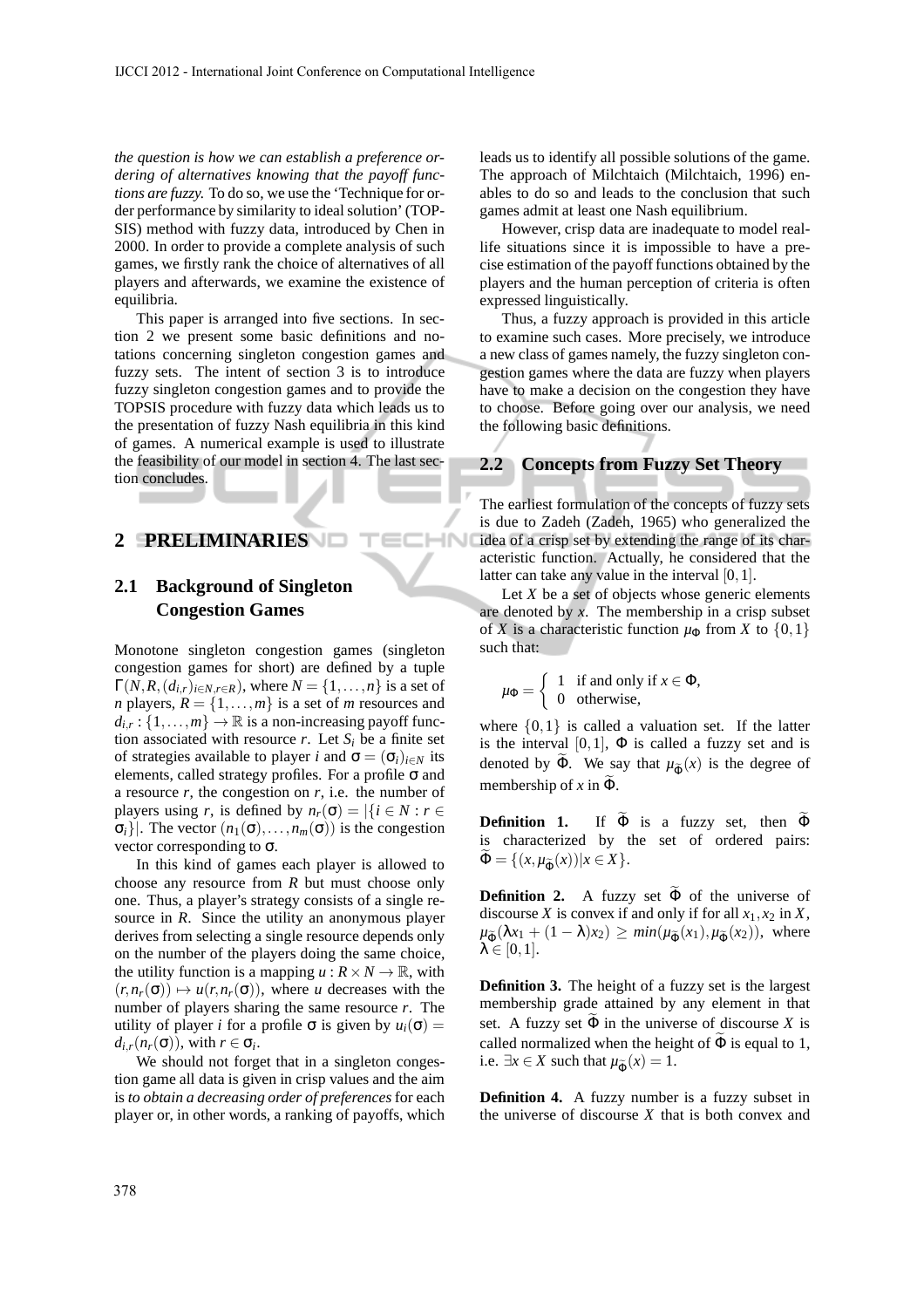*the question is how we can establish a preference ordering of alternatives knowing that the payoff functions are fuzzy.* To do so, we use the 'Technique for order performance by similarity to ideal solution' (TOPSIS) method with fuzzy data, introduced by Chen in 2000. In order to provide a complete analysis of such games, we firstly rank the choice of alternatives of all players and afterwards, we examine the existence of equilibria.

This paper is arranged into five sections. In section 2 we present some basic definitions and notations concerning singleton congestion games and fuzzy sets. The intent of section 3 is to introduce fuzzy singleton congestion games and to provide the TOPSIS procedure with fuzzy data which leads us to the presentation of fuzzy Nash equilibria in this kind of games. A numerical example is used to illustrate the feasibility of our model in section 4. The last section concludes.

# 2 PRELIMINARIES

## 2.1 Background of Singleton Congestion Games

Monotone singleton congestion games (singleton congestion games for short) are defined by a tuple $\Gamma(N, R, (d_{i,r})_{i\in N, r\in R})$, where $N = \{1,\ldots,n\}$ is a set of $n$ players, $R = \{1,\ldots,m\}$ is a set of $m$ resources and $d_{i,r} : \{1,\ldots,m\} \to \mathbb{R}$ is a non-increasing payoff function associated with resource $r$. Let $S_i$ be a finite set of strategies available to player $i$ and $\sigma = (\sigma_i)_{i\in N}$ its elements, called strategy profiles. For a profile $\sigma$ and a resource $r$, the congestion on $r$, i.e. the number of players using $r$, is defined by $n_r(\sigma) = |\{i \in N : r \in \sigma_i\}|$. The vector $(n_1(\sigma),\ldots,n_m(\sigma))$ is the congestion vector corresponding to $\sigma$.

In this kind of games each player is allowed to choose any resource from $R$ but must choose only one. Thus, a player's strategy consists of a single resource in $R$. Since the utility an anonymous player derives from selecting a single resource depends only on the number of the players doing the same choice, the utility function is a mapping $u : R \times N \to \mathbb{R}$, with $(r, n_r(\sigma)) \mapsto u(r, n_r(\sigma))$, where $u$ decreases with the number of players sharing the same resource $r$. The utility of player $i$ for a profile $\sigma$ is given by $u_i(\sigma) = d_{i,r}(n_r(\sigma))$, with $r \in \sigma_i$.

We should not forget that in a singleton congestion game all data is given in crisp values and the aim is *to obtain a decreasing order of preferences* for each player or, in other words, a ranking of payoffs, which leads us to identify all possible solutions of the game. The approach of Milchtaich (Milchtaich, 1996) enables to do so and leads to the conclusion that such games admit at least one Nash equilibrium.

However, crisp data are inadequate to model real-life situations since it is impossible to have a precise estimation of the payoff functions obtained by the players and the human perception of criteria is often expressed linguistically.

Thus, a fuzzy approach is provided in this article to examine such cases. More precisely, we introduce a new class of games namely, the fuzzy singleton congestion games where the data are fuzzy when players have to make a decision on the congestion they have to choose. Before going over our analysis, we need the following basic definitions.

## 2.2 Concepts from Fuzzy Set Theory

The earliest formulation of the concepts of fuzzy sets is due to Zadeh (Zadeh, 1965) who generalized the idea of a crisp set by extending the range of its characteristic function. Actually, he considered that the latter can take any value in the interval $[0,1]$.

Let $X$ be a set of objects whose generic elements are denoted by $x$. The membership in a crisp subset of $X$ is a characteristic function $\mu_\Phi$ from $X$ to $\{0,1\}$ such that:

$$\mu_\Phi = \begin{cases} 1 & \text{if and only if } x \in \Phi, \\ 0 & \text{otherwise,} \end{cases}$$

where $\{0,1\}$ is called a valuation set. If the latter is the interval $[0,1]$, $\Phi$ is called a fuzzy set and is denoted by $\widetilde{\Phi}$. We say that $\mu_{\widetilde{\Phi}}(x)$ is the degree of membership of $x$ in $\widetilde{\Phi}$.

**Definition 1.** If $\widetilde{\Phi}$ is a fuzzy set, then $\widetilde{\Phi}$ is characterized by the set of ordered pairs: $\widetilde{\Phi} = \{(x, \mu_{\widetilde{\Phi}}(x)) | x \in X\}$.

**Definition 2.** A fuzzy set $\widetilde{\Phi}$ of the universe of discourse $X$ is convex if and only if for all $x_1, x_2$ in $X$, $\mu_{\widetilde{\Phi}}(\lambda x_1 + (1-\lambda)x_2) \geq min(\mu_{\widetilde{\Phi}}(x_1), \mu_{\widetilde{\Phi}}(x_2))$, where $\lambda \in [0,1]$.

**Definition 3.** The height of a fuzzy set is the largest membership grade attained by any element in that set. A fuzzy set $\widetilde{\Phi}$ in the universe of discourse $X$ is called normalized when the height of $\widetilde{\Phi}$ is equal to 1, i.e. $\exists x \in X$ such that $\mu_{\widetilde{\Phi}}(x) = 1$.

**Definition 4.** A fuzzy number is a fuzzy subset in the universe of discourse $X$ that is both convex and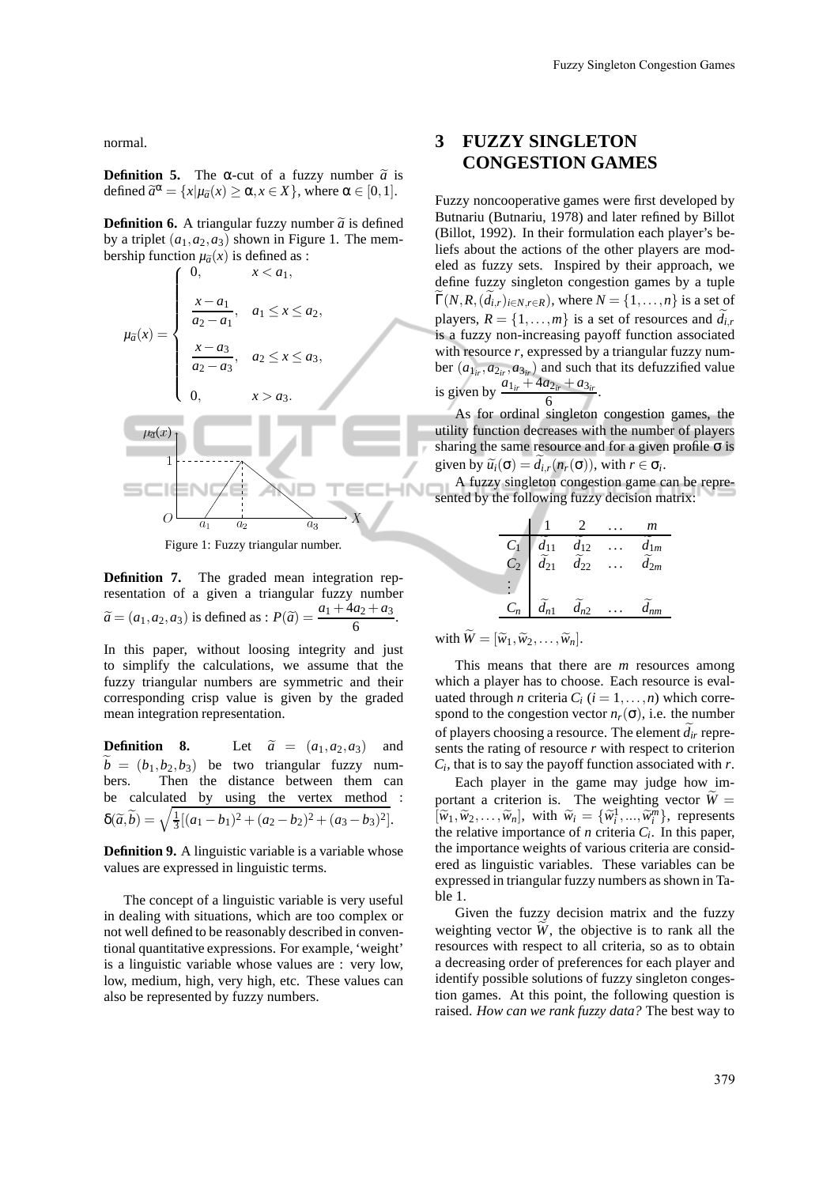normal.

**Definition 5.** The $\alpha$-cut of a fuzzy number $\widetilde{a}$ is defined $\widetilde{a}^{\alpha} = \{x|\mu_{\widetilde{a}}(x) \geq \alpha, x \in X\}$, where $\alpha \in [0,1]$.

**Definition 6.** A triangular fuzzy number $\widetilde{a}$ is defined by a triplet $(a_1, a_2, a_3)$ shown in Figure 1. The membership function $\mu_{\widetilde{a}}(x)$ is defined as :

$$\mu_{\widetilde{a}}(x) = \begin{cases} 0, & x < a_1, \\ \dfrac{x - a_1}{a_2 - a_1}, & a_1 \leq x \leq a_2, \\ \dfrac{x - a_3}{a_2 - a_3}, & a_2 \leq x \leq a_3, \\ 0, & x > a_3. \end{cases}$$

Figure 1: Fuzzy triangular number.

**Definition 7.** The graded mean integration representation of a given a triangular fuzzy number $\widetilde{a} = (a_1, a_2, a_3)$ is defined as : $P(\widetilde{a}) = \dfrac{a_1 + 4a_2 + a_3}{6}$.

In this paper, without loosing integrity and just to simplify the calculations, we assume that the fuzzy triangular numbers are symmetric and their corresponding crisp value is given by the graded mean integration representation.

**Definition 8.** Let $\widetilde{a} = (a_1, a_2, a_3)$ and $\widetilde{b} = (b_1, b_2, b_3)$ be two triangular fuzzy numbers. Then the distance between them can be calculated by using the vertex method : $\delta(\widetilde{a}, \widetilde{b}) = \sqrt{\frac{1}{3}[(a_1 - b_1)^2 + (a_2 - b_2)^2 + (a_3 - b_3)^2]}$.

**Definition 9.** A linguistic variable is a variable whose values are expressed in linguistic terms.

The concept of a linguistic variable is very useful in dealing with situations, which are too complex or not well defined to be reasonably described in conventional quantitative expressions. For example, 'weight' is a linguistic variable whose values are : very low, low, medium, high, very high, etc. These values can also be represented by fuzzy numbers.

# 3 FUZZY SINGLETON CONGESTION GAMES

Fuzzy noncooperative games were first developed by Butnariu (Butnariu, 1978) and later refined by Billot (Billot, 1992). In their formulation each player's beliefs about the actions of the other players are modeled as fuzzy sets. Inspired by their approach, we define fuzzy singleton congestion games by a tuple $\widetilde{\Gamma}(N, R, (\widetilde{d}_{i,r})_{i \in N, r \in R})$, where $N = \{1, \ldots, n\}$ is a set of players, $R = \{1, \ldots, m\}$ is a set of resources and $\widetilde{d}_{i,r}$ is a fuzzy non-increasing payoff function associated with resource $r$, expressed by a triangular fuzzy number $(a_{1_{ir}}, a_{2_{ir}}, a_{3_{ir}})$ and such that its defuzzified value is given by $\dfrac{a_{1_{ir}} + 4a_{2_{ir}} + a_{3_{ir}}}{6}$.

As for ordinal singleton congestion games, the utility function decreases with the number of players sharing the same resource and for a given profile $\sigma$ is given by $\widetilde{u}_i(\sigma) = \widetilde{d}_{i,r}(n_r(\sigma))$, with $r \in \sigma_i$.

A fuzzy singleton congestion game can be represented by the following fuzzy decision matrix:

| | 1 | 2 | $\ldots$ | $m$ |
|---|---|---|---|---|
| $C_1$ | $\widetilde{d}_{11}$ | $\widetilde{d}_{12}$ | $\ldots$ | $\widetilde{d}_{1m}$ |
| $C_2$ | $\widetilde{d}_{21}$ | $\widetilde{d}_{22}$ | $\ldots$ | $\widetilde{d}_{2m}$ |
| $\vdots$ | | | | |
| $C_n$ | $\widetilde{d}_{n1}$ | $\widetilde{d}_{n2}$ | $\ldots$ | $\widetilde{d}_{nm}$ |

with $\widetilde{W} = [\widetilde{w}_1, \widetilde{w}_2, \ldots, \widetilde{w}_n]$.

This means that there are $m$ resources among which a player has to choose. Each resource is evaluated through $n$ criteria $C_i$ $(i = 1, \ldots, n)$ which correspond to the congestion vector $n_r(\sigma)$, i.e. the number of players choosing a resource. The element $\widetilde{d}_{ir}$ represents the rating of resource $r$ with respect to criterion $C_i$, that is to say the payoff function associated with $r$.

Each player in the game may judge how important a criterion is. The weighting vector $\widetilde{W} = [\widetilde{w}_1, \widetilde{w}_2, \ldots, \widetilde{w}_n]$, with $\widetilde{w}_i = \{\widetilde{w}_i^1, \ldots, \widetilde{w}_i^m\}$, represents the relative importance of $n$ criteria $C_i$. In this paper, the importance weights of various criteria are considered as linguistic variables. These variables can be expressed in triangular fuzzy numbers as shown in Table 1.

Given the fuzzy decision matrix and the fuzzy weighting vector $\widetilde{W}$, the objective is to rank all the resources with respect to all criteria, so as to obtain a decreasing order of preferences for each player and identify possible solutions of fuzzy singleton congestion games. At this point, the following question is raised. *How can we rank fuzzy data?* The best way to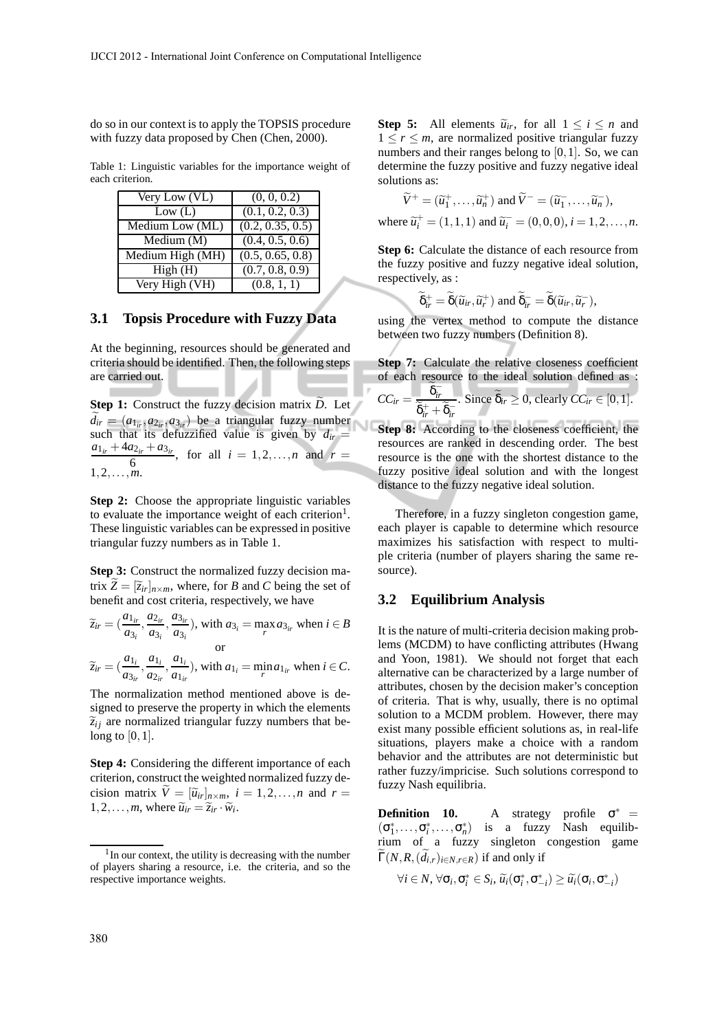do so in our context is to apply the TOPSIS procedure with fuzzy data proposed by Chen (Chen, 2000).

Table 1: Linguistic variables for the importance weight of each criterion.

| | |
|---|---|
| Very Low (VL) | (0, 0, 0.2) |
| Low (L) | (0.1, 0.2, 0.3) |
| Medium Low (ML) | (0.2, 0.35, 0.5) |
| Medium (M) | (0.4, 0.5, 0.6) |
| Medium High (MH) | (0.5, 0.65, 0.8) |
| High (H) | (0.7, 0.8, 0.9) |
| Very High (VH) | (0.8, 1, 1) |

### 3.1 Topsis Procedure with Fuzzy Data

At the beginning, resources should be generated and criteria should be identified. Then, the following steps are carried out.

**Step 1:** Construct the fuzzy decision matrix $\widetilde{D}$. Let $\widetilde{d_{ir}} = (a_{1_{ir}}, a_{2_{ir}}, a_{3_{ir}})$ be a triangular fuzzy number such that its defuzzified value is given by $d_{ir} = \dfrac{a_{1_{ir}} + 4a_{2_{ir}} + a_{3_{ir}}}{6}$, for all $i = 1,2,\ldots,n$ and $r = 1,2,\ldots,m$.

**Step 2:** Choose the appropriate linguistic variables to evaluate the importance weight of each criterion[1]. These linguistic variables can be expressed in positive triangular fuzzy numbers as in Table 1.

**Step 3:** Construct the normalized fuzzy decision matrix $\widetilde{Z} = [\widetilde{z}_{ir}]_{n\times m}$, where, for $B$ and $C$ being the set of benefit and cost criteria, respectively, we have

$$\widetilde{z}_{ir} = \left(\frac{a_{1_{ir}}}{a_{3_i}}, \frac{a_{2_{ir}}}{a_{3_i}}, \frac{a_{3_{ir}}}{a_{3_i}}\right), \text{ with } a_{3_i} = \max_r a_{3_{ir}} \text{ when } i \in B$$

or

$$\widetilde{z}_{ir} = \left(\frac{a_{1_i}}{a_{3_{ir}}}, \frac{a_{1_i}}{a_{2_{ir}}}, \frac{a_{1_i}}{a_{1_{ir}}}\right), \text{ with } a_{1_i} = \min_r a_{1_{ir}} \text{ when } i \in C.$$

The normalization method mentioned above is designed to preserve the property in which the elements $\widetilde{z}_{ij}$ are normalized triangular fuzzy numbers that belong to $[0,1]$.

**Step 4:** Considering the different importance of each criterion, construct the weighted normalized fuzzy decision matrix $\widetilde{V} = [\widetilde{u}_{ir}]_{n\times m}$, $i = 1,2,\ldots,n$ and $r = 1,2,\ldots,m$, where $\widetilde{u}_{ir} = \widetilde{z}_{ir} \cdot \widetilde{w}_i$.

**Step 5:** All elements $\widetilde{u}_{ir}$, for all $1 \le i \le n$ and $1 \le r \le m$, are normalized positive triangular fuzzy numbers and their ranges belong to $[0,1]$. So, we can determine the fuzzy positive and fuzzy negative ideal solutions as:

$$\widetilde{V}^+ = (\widetilde{u}_1^+, \ldots, \widetilde{u}_n^+) \text{ and } \widetilde{V}^- = (\widetilde{u}_1^-, \ldots, \widetilde{u}_n^-),$$

where $\widetilde{u}_i^+ = (1,1,1)$ and $\widetilde{u}_i^- = (0,0,0)$, $i = 1,2,\ldots,n$.

**Step 6:** Calculate the distance of each resource from the fuzzy positive and fuzzy negative ideal solution, respectively, as :

$$\widetilde{\delta}_{ir}^+ = \widetilde{\delta}(\widetilde{u}_{ir}, \widetilde{u}_r^+) \text{ and } \widetilde{\delta}_{ir}^- = \widetilde{\delta}(\widetilde{u}_{ir}, \widetilde{u}_r^-),$$

using the vertex method to compute the distance between two fuzzy numbers (Definition 8).

**Step 7:** Calculate the relative closeness coefficient of each resource to the ideal solution defined as : $CC_{ir} = \dfrac{\widetilde{\delta}_{ir}^-}{\widetilde{\delta}_{ir}^+ + \widetilde{\delta}_{ir}^-}$. Since $\widetilde{\delta}_{ir} \ge 0$, clearly $CC_{ir} \in [0,1]$.

**Step 8:** According to the closeness coefficient, the resources are ranked in descending order. The best resource is the one with the shortest distance to the fuzzy positive ideal solution and with the longest distance to the fuzzy negative ideal solution.

Therefore, in a fuzzy singleton congestion game, each player is capable to determine which resource maximizes his satisfaction with respect to multiple criteria (number of players sharing the same resource).

### 3.2 Equilibrium Analysis

It is the nature of multi-criteria decision making problems (MCDM) to have conflicting attributes (Hwang and Yoon, 1981). We should not forget that each alternative can be characterized by a large number of attributes, chosen by the decision maker's conception of criteria. That is why, usually, there is no optimal solution to a MCDM problem. However, there may exist many possible efficient solutions as, in real-life situations, players make a choice with a random behavior and the attributes are not deterministic but rather fuzzy/imprecise. Such solutions correspond to fuzzy Nash equilibria.

**Definition 10.** A strategy profile $\sigma^* = (\sigma_1^*, \ldots, \sigma_i^*, \ldots, \sigma_n^*)$ is a fuzzy Nash equilibrium of a fuzzy singleton congestion game $\widetilde{\Gamma}(N, R, (\widetilde{d}_{i,r})_{i\in N, r\in R})$ if and only if

$$\forall i \in N,\ \forall \sigma_i, \sigma_i^* \in S_i,\ \widetilde{u}_i(\sigma_i^*, \sigma_{-i}^*) \ge \widetilde{u}_i(\sigma_i, \sigma_{-i}^*)$$

[1] In our context, the utility is decreasing with the number of players sharing a resource, i.e. the criteria, and so the respective importance weights.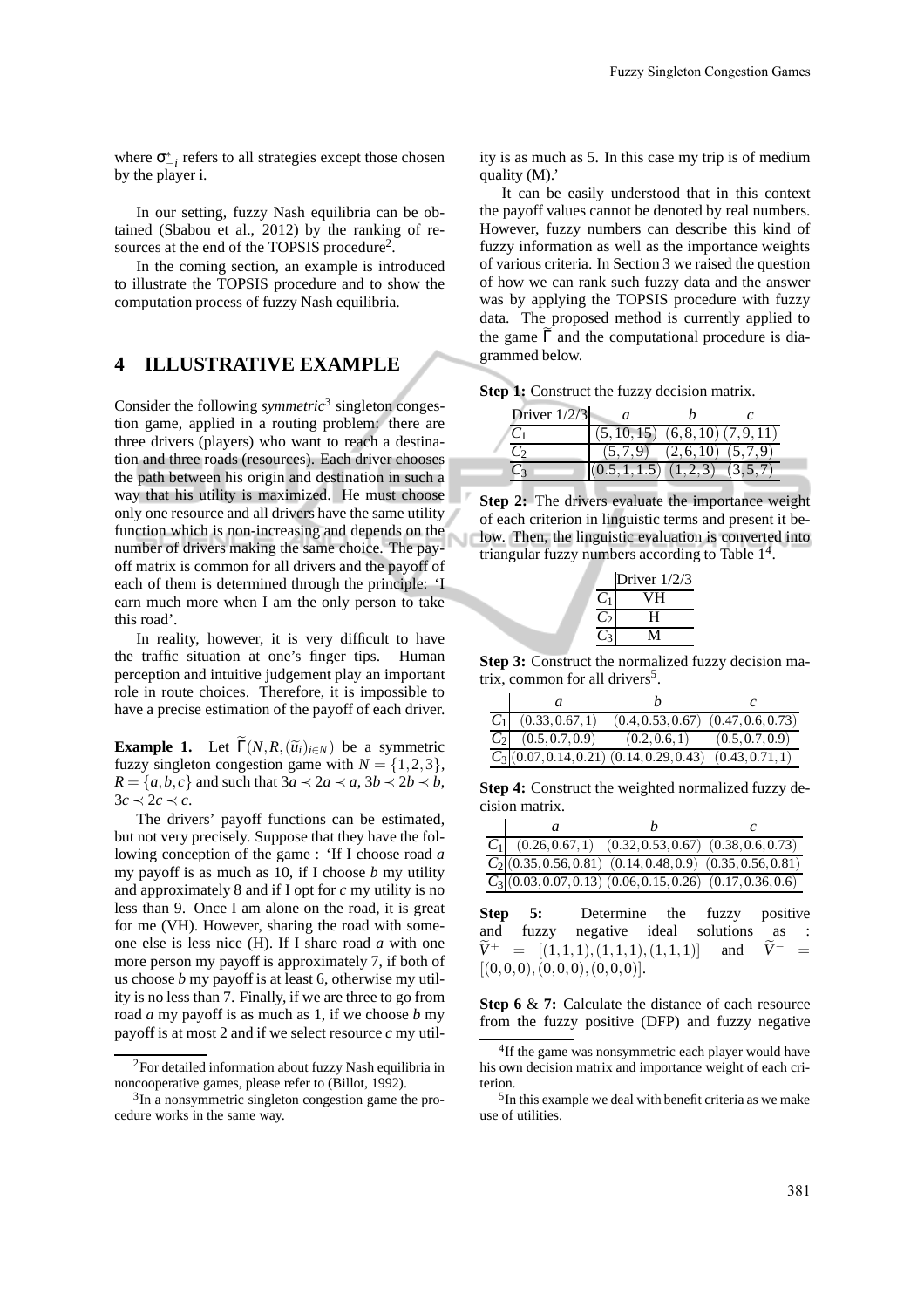where $\sigma^*_{-i}$ refers to all strategies except those chosen by the player i.

In our setting, fuzzy Nash equilibria can be obtained (Sbabou et al., 2012) by the ranking of resources at the end of the TOPSIS procedure[2].

In the coming section, an example is introduced to illustrate the TOPSIS procedure and to show the computation process of fuzzy Nash equilibria.

## 4 ILLUSTRATIVE EXAMPLE

Consider the following *symmetric*[3] singleton congestion game, applied in a routing problem: there are three drivers (players) who want to reach a destination and three roads (resources). Each driver chooses the path between his origin and destination in such a way that his utility is maximized. He must choose only one resource and all drivers have the same utility function which is non-increasing and depends on the number of drivers making the same choice. The payoff matrix is common for all drivers and the payoff of each of them is determined through the principle: 'I earn much more when I am the only person to take this road'.

In reality, however, it is very difficult to have the traffic situation at one's finger tips. Human perception and intuitive judgement play an important role in route choices. Therefore, it is impossible to have a precise estimation of the payoff of each driver.

**Example 1.** Let $\widetilde{\Gamma}(N,R,(\widetilde{u}_i)_{i\in N})$ be a symmetric fuzzy singleton congestion game with $N=\{1,2,3\}$, $R=\{a,b,c\}$ and such that $3a \prec 2a \prec a$, $3b \prec 2b \prec b$, $3c \prec 2c \prec c$.

The drivers' payoff functions can be estimated, but not very precisely. Suppose that they have the following conception of the game : 'If I choose road *a* my payoff is as much as 10, if I choose *b* my utility and approximately 8 and if I opt for *c* my utility is no less than 9. Once I am alone on the road, it is great for me (VH). However, sharing the road with someone else is less nice (H). If I share road *a* with one more person my payoff is approximately 7, if both of us choose *b* my payoff is at least 6, otherwise my utility is no less than 7. Finally, if we are three to go from road *a* my payoff is as much as 1, if we choose *b* my payoff is at most 2 and if we select resource *c* my utility is as much as 5. In this case my trip is of medium quality (M).'

It can be easily understood that in this context the payoff values cannot be denoted by real numbers. However, fuzzy numbers can describe this kind of fuzzy information as well as the importance weights of various criteria. In Section 3 we raised the question of how we can rank such fuzzy data and the answer was by applying the TOPSIS procedure with fuzzy data. The proposed method is currently applied to the game $\widetilde{\Gamma}$ and the computational procedure is diagrammed below.

**Step 1:** Construct the fuzzy decision matrix.

| Driver 1/2/3 | $a$ | $b$ | $c$ |
|---|---|---|---|
| $C_1$ | $(5,10,15)$ | $(6,8,10)$ | $(7,9,11)$ |
| $C_2$ | $(5,7,9)$ | $(2,6,10)$ | $(5,7,9)$ |
| $C_3$ | $(0.5,1,1.5)$ | $(1,2,3)$ | $(3,5,7)$ |

**Step 2:** The drivers evaluate the importance weight of each criterion in linguistic terms and present it below. Then, the linguistic evaluation is converted into triangular fuzzy numbers according to Table 1[4].

| | Driver 1/2/3 |
|---|---|
| $C_1$ | VH |
| $C_2$ | H |
| $C_3$ | M |

**Step 3:** Construct the normalized fuzzy decision matrix, common for all drivers[5].

| | $a$ | $b$ | $c$ |
|---|---|---|---|
| $C_1$ | $(0.33,0.67,1)$ | $(0.4,0.53,0.67)$ | $(0.47,0.6,0.73)$ |
| $C_2$ | $(0.5,0.7,0.9)$ | $(0.2,0.6,1)$ | $(0.5,0.7,0.9)$ |
| $C_3$ | $(0.07,0.14,0.21)$ | $(0.14,0.29,0.43)$ | $(0.43,0.71,1)$ |

**Step 4:** Construct the weighted normalized fuzzy decision matrix.

| | $a$ | $b$ | $c$ |
|---|---|---|---|
| $C_1$ | $(0.26,0.67,1)$ | $(0.32,0.53,0.67)$ | $(0.38,0.6,0.73)$ |
| $C_2$ | $(0.35,0.56,0.81)$ | $(0.14,0.48,0.9)$ | $(0.35,0.56,0.81)$ |
| $C_3$ | $(0.03,0.07,0.13)$ | $(0.06,0.15,0.26)$ | $(0.17,0.36,0.6)$ |

**Step 5:** Determine the fuzzy positive and fuzzy negative ideal solutions as : $\widetilde{V}^+ = [(1,1,1),(1,1,1),(1,1,1)]$ and $\widetilde{V}^- = [(0,0,0),(0,0,0),(0,0,0)]$.

**Step 6** & **7:** Calculate the distance of each resource from the fuzzy positive (DFP) and fuzzy negative

---

[2] For detailed information about fuzzy Nash equilibria in noncooperative games, please refer to (Billot, 1992).

[3] In a nonsymmetric singleton congestion game the procedure works in the same way.

[4] If the game was nonsymmetric each player would have his own decision matrix and importance weight of each criterion.

[5] In this example we deal with benefit criteria as we make use of utilities.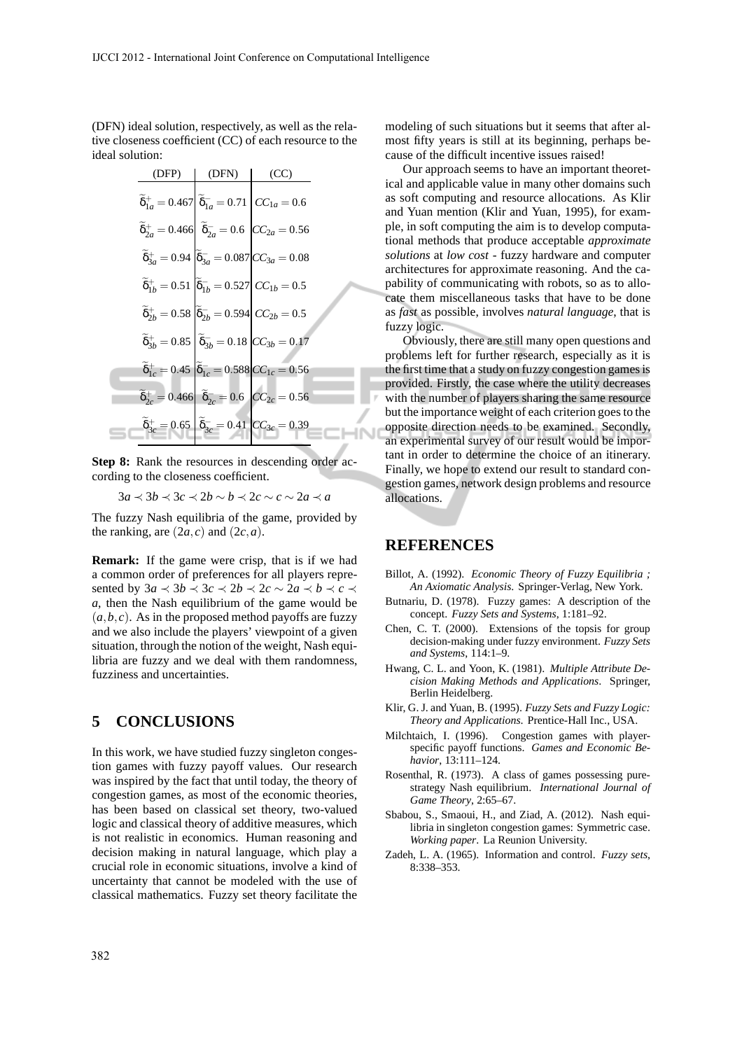(DFN) ideal solution, respectively, as well as the relative closeness coefficient (CC) of each resource to the ideal solution:

| (DFP) | (DFN) | (CC) |
|---|---|---|
| $\widetilde{\delta}^{+}_{1a} = 0.467$ | $\widetilde{\delta}^{-}_{1a} = 0.71$ | $CC_{1a} = 0.6$ |
| $\widetilde{\delta}^{+}_{2a} = 0.466$ | $\widetilde{\delta}^{-}_{2a} = 0.6$ | $CC_{2a} = 0.56$ |
| $\widetilde{\delta}^{+}_{3a} = 0.94$ | $\widetilde{\delta}^{-}_{3a} = 0.087$ | $CC_{3a} = 0.08$ |
| $\widetilde{\delta}^{+}_{1b} = 0.51$ | $\widetilde{\delta}^{-}_{1b} = 0.527$ | $CC_{1b} = 0.5$ |
| $\widetilde{\delta}^{+}_{2b} = 0.58$ | $\widetilde{\delta}^{-}_{2b} = 0.594$ | $CC_{2b} = 0.5$ |
| $\widetilde{\delta}^{+}_{3b} = 0.85$ | $\widetilde{\delta}^{-}_{3b} = 0.18$ | $CC_{3b} = 0.17$ |
| $\widetilde{\delta}^{+}_{1c} = 0.45$ | $\widetilde{\delta}^{-}_{1c} = 0.588$ | $CC_{1c} = 0.56$ |
| $\widetilde{\delta}^{+}_{2c} = 0.466$ | $\widetilde{\delta}^{-}_{2c} = 0.6$ | $CC_{2c} = 0.56$ |
| $\widetilde{\delta}^{+}_{3c} = 0.65$ | $\widetilde{\delta}^{-}_{3c} = 0.41$ | $CC_{3c} = 0.39$ |

**Step 8:** Rank the resources in descending order according to the closeness coefficient.

$$3a \prec 3b \prec 3c \prec 2b \sim b \prec 2c \sim c \sim 2a \prec a$$

The fuzzy Nash equilibria of the game, provided by the ranking, are $(2a, c)$ and $(2c, a)$.

**Remark:** If the game were crisp, that is if we had a common order of preferences for all players represented by $3a \prec 3b \prec 3c \prec 2b \prec 2c \sim 2a \prec b \prec c \prec a$, then the Nash equilibrium of the game would be $(a, b, c)$. As in the proposed method payoffs are fuzzy and we also include the players' viewpoint of a given situation, through the notion of the weight, Nash equilibria are fuzzy and we deal with them randomness, fuzziness and uncertainties.

## 5 CONCLUSIONS

In this work, we have studied fuzzy singleton congestion games with fuzzy payoff values. Our research was inspired by the fact that until today, the theory of congestion games, as most of the economic theories, has been based on classical set theory, two-valued logic and classical theory of additive measures, which is not realistic in economics. Human reasoning and decision making in natural language, which play a crucial role in economic situations, involve a kind of uncertainty that cannot be modeled with the use of classical mathematics. Fuzzy set theory facilitate the modeling of such situations but it seems that after almost fifty years is still at its beginning, perhaps because of the difficult incentive issues raised!

Our approach seems to have an important theoretical and applicable value in many other domains such as soft computing and resource allocations. As Klir and Yuan mention (Klir and Yuan, 1995), for example, in soft computing the aim is to develop computational methods that produce acceptable *approximate solutions* at *low cost* - fuzzy hardware and computer architectures for approximate reasoning. And the capability of communicating with robots, so as to allocate them miscellaneous tasks that have to be done as *fast* as possible, involves *natural language*, that is fuzzy logic.

Obviously, there are still many open questions and problems left for further research, especially as it is the first time that a study on fuzzy congestion games is provided. Firstly, the case where the utility decreases with the number of players sharing the same resource but the importance weight of each criterion goes to the opposite direction needs to be examined. Secondly, an experimental survey of our result would be important in order to determine the choice of an itinerary. Finally, we hope to extend our result to standard congestion games, network design problems and resource allocations.

## REFERENCES

Billot, A. (1992). *Economic Theory of Fuzzy Equilibria ; An Axiomatic Analysis*. Springer-Verlag, New York.

Butnariu, D. (1978). Fuzzy games: A description of the concept. *Fuzzy Sets and Systems*, 1:181–92.

Chen, C. T. (2000). Extensions of the topsis for group decision-making under fuzzy environment. *Fuzzy Sets and Systems*, 114:1–9.

Hwang, C. L. and Yoon, K. (1981). *Multiple Attribute Decision Making Methods and Applications*. Springer, Berlin Heidelberg.

Klir, G. J. and Yuan, B. (1995). *Fuzzy Sets and Fuzzy Logic: Theory and Applications*. Prentice-Hall Inc., USA.

Milchtaich, I. (1996). Congestion games with player-specific payoff functions. *Games and Economic Behavior*, 13:111–124.

Rosenthal, R. (1973). A class of games possessing pure-strategy Nash equilibrium. *International Journal of Game Theory*, 2:65–67.

Sbabou, S., Smaoui, H., and Ziad, A. (2012). Nash equilibria in singleton congestion games: Symmetric case. *Working paper*. La Reunion University.

Zadeh, L. A. (1965). Information and control. *Fuzzy sets*, 8:338–353.